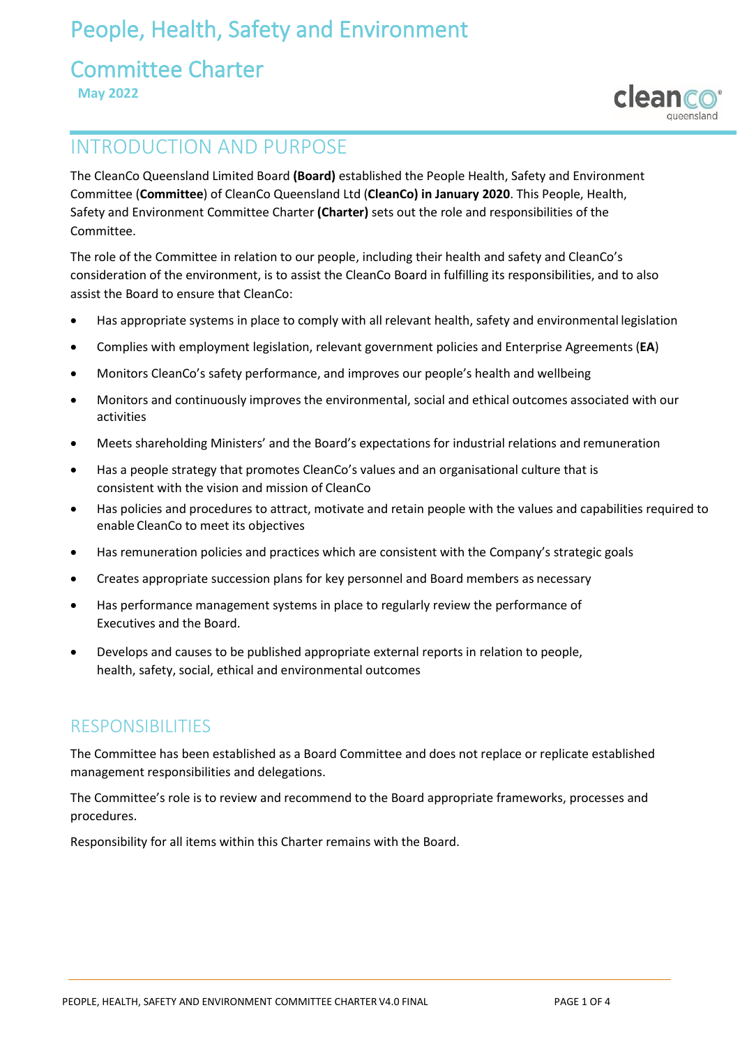# People, Health, Safety and Environment Committee Charter

**May 2022**

## INTRODUCTION AND PURPOSE

The CleanCo Queensland Limited Board **(Board)** established the People Health, Safety and Environment Committee (**Committee**) of CleanCo Queensland Ltd (**CleanCo) in January 2020**. This People, Health, Safety and Environment Committee Charter **(Charter)** sets out the role and responsibilities of the Committee.

The role of the Committee in relation to our people, including their health and safety and CleanCo's consideration of the environment, is to assist the CleanCo Board in fulfilling its responsibilities, and to also assist the Board to ensure that CleanCo:

- Has appropriate systems in place to comply with all relevant health, safety and environmental legislation
- Complies with employment legislation, relevant government policies and Enterprise Agreements (**EA**)
- Monitors CleanCo's safety performance, and improves our people's health and wellbeing
- Monitors and continuously improves the environmental, social and ethical outcomes associated with our activities
- Meets shareholding Ministers' and the Board's expectations for industrial relations and remuneration
- Has a people strategy that promotes CleanCo's values and an organisational culture that is consistent with the vision and mission of CleanCo
- Has policies and procedures to attract, motivate and retain people with the values and capabilities required to enable CleanCo to meet its objectives
- Has remuneration policies and practices which are consistent with the Company's strategic goals
- Creates appropriate succession plans for key personnel and Board members as necessary
- Has performance management systems in place to regularly review the performance of Executives and the Board.
- Develops and causes to be published appropriate external reports in relation to people, health, safety, social, ethical and environmental outcomes

## RESPONSIBILITIES

The Committee has been established as a Board Committee and does not replace or replicate established management responsibilities and delegations.

The Committee's role is to review and recommend to the Board appropriate frameworks, processes and procedures.

Responsibility for all items within this Charter remains with the Board.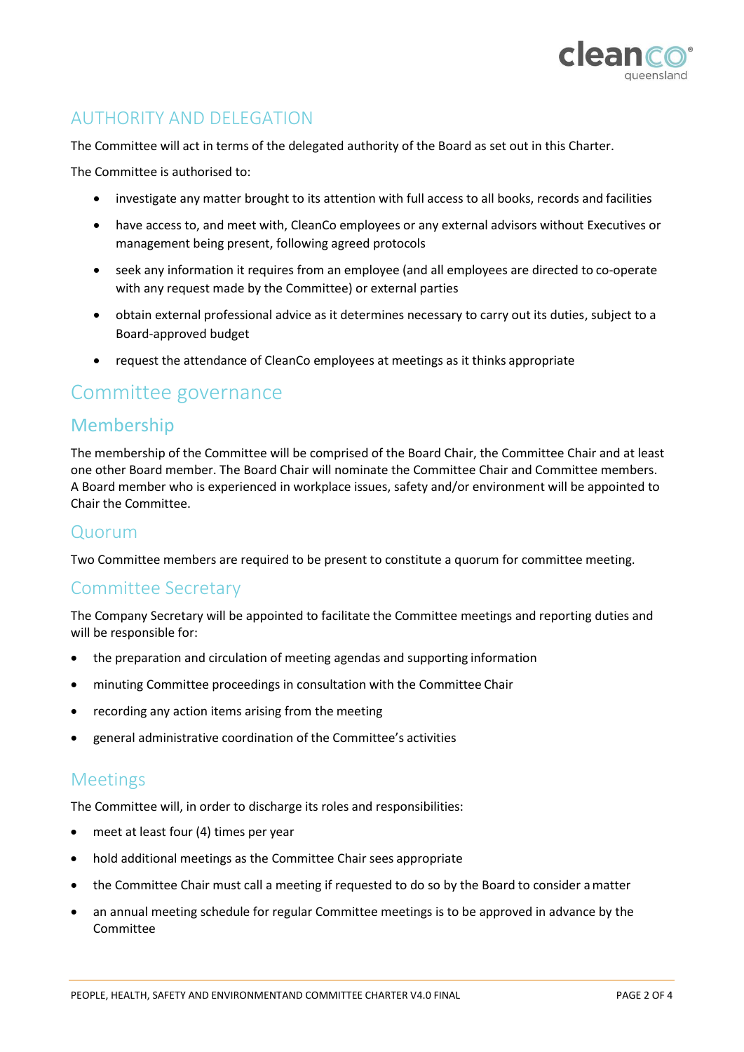## AUTHORITY AND DELEGATION

The Committee will act in terms of the delegated authority of the Board as set out in this Charter.

The Committee is authorised to:

- investigate any matter brought to its attention with full access to all books, records and facilities
- have access to, and meet with, CleanCo employees or any external advisors without Executives or management being present, following agreed protocols
- seek any information it requires from an employee (and all employees are directed to co-operate with any request made by the Committee) or external parties
- obtain external professional advice as it determines necessary to carry out its duties, subject to a Board-approved budget
- request the attendance of CleanCo employees at meetings as it thinks appropriate

# Committee governance

## Membership

The membership of the Committee will be comprised of the Board Chair, the Committee Chair and at least one other Board member. The Board Chair will nominate the Committee Chair and Committee members. A Board member who is experienced in workplace issues, safety and/or environment will be appointed to Chair the Committee.

## Quorum

Two Committee members are required to be present to constitute a quorum for committee meeting.

## Committee Secretary

The Company Secretary will be appointed to facilitate the Committee meetings and reporting duties and will be responsible for:

- the preparation and circulation of meeting agendas and supporting information
- minuting Committee proceedings in consultation with the Committee Chair
- recording any action items arising from the meeting
- general administrative coordination of the Committee's activities

## Meetings

The Committee will, in order to discharge its roles and responsibilities:

- meet at least four (4) times per year
- hold additional meetings as the Committee Chair sees appropriate
- the Committee Chair must call a meeting if requested to do so by the Board to consider a matter
- an annual meeting schedule for regular Committee meetings is to be approved in advance by the Committee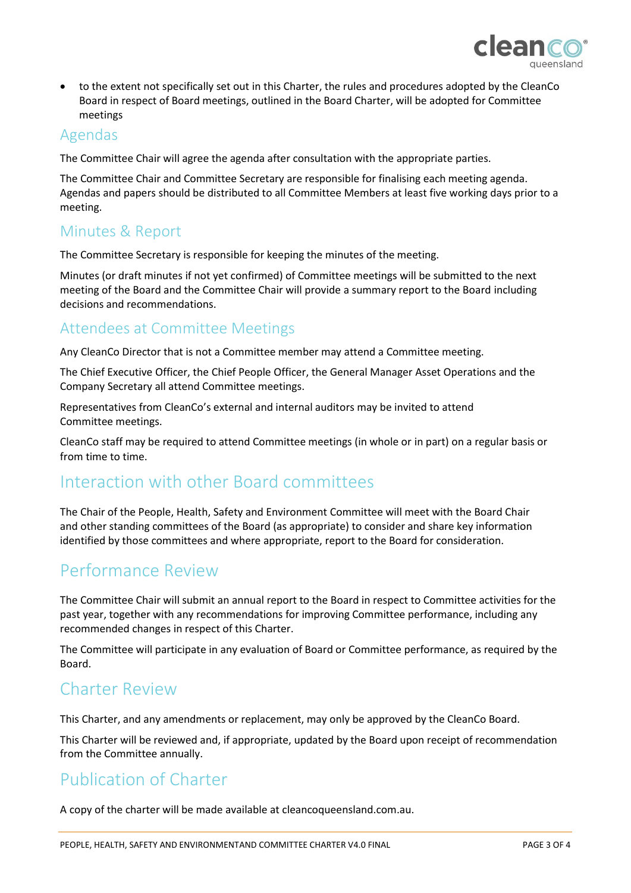- to the extent not specifically set out in this Charter, the rules and procedures adopted by the CleanCo Board in respect of Board meetings, outlined in the Board Charter, will be adopted for Committee meetings

### Agendas

The Committee Chair will agree the agenda after consultation with the appropriate parties.

The Committee Chair and Committee Secretary are responsible for finalising each meeting agenda. Agendas and papers should be distributed to all Committee Members at least five working days prior to a meeting.

### Minutes & Report

The Committee Secretary is responsible for keeping the minutes of the meeting.

Minutes (or draft minutes if not yet confirmed) of Committee meetings will be submitted to the next meeting of the Board and the Committee Chair will provide a summary report to the Board including decisions and recommendations.

### Attendees at Committee Meetings

Any CleanCo Director that is not a Committee member may attend a Committee meeting.

The Chief Executive Officer, the Chief People Officer, the General Manager Asset Operations and the Company Secretary all attend Committee meetings.

Representatives from CleanCo's external and internal auditors may be invited to attend Committee meetings.

CleanCo staff may be required to attend Committee meetings (in whole or in part) on a regular basis or from time to time.

## Interaction with other Board committees

The Chair of the People, Health, Safety and Environment Committee will meet with the Board Chair and other standing committees of the Board (as appropriate) to consider and share key information identified by those committees and where appropriate, report to the Board for consideration.

## Performance Review

The Committee Chair will submit an annual report to the Board in respect to Committee activities for the past year, together with any recommendations for improving Committee performance, including any recommended changes in respect of this Charter.

The Committee will participate in any evaluation of Board or Committee performance, as required by the Board.

## Charter Review

This Charter, and any amendments or replacement, may only be approved by the CleanCo Board.

This Charter will be reviewed and, if appropriate, updated by the Board upon receipt of recommendation from the Committee annually.

## Publication of Charter

A copy of the charter will be made available at cleancoqueensland.com.au.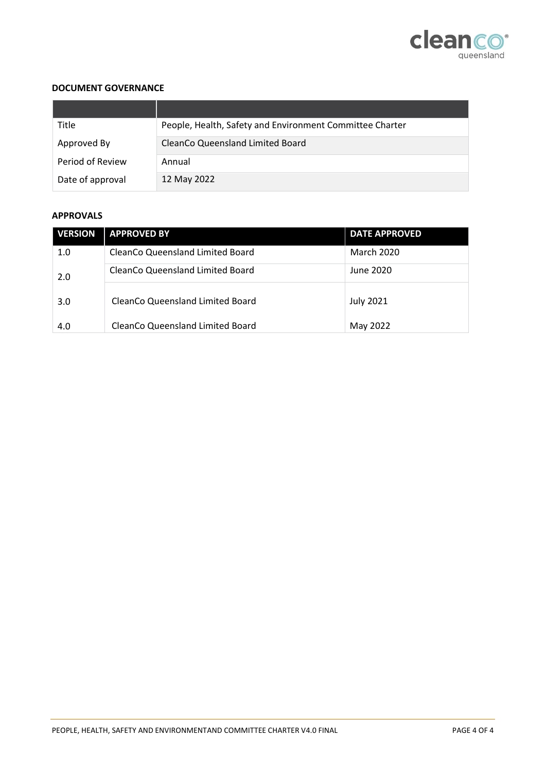**DOCUMENT GOVERNANCE**

| | |
|---|---|
| Title | People, Health, Safety and Environment Committee Charter |
| Approved By | CleanCo Queensland Limited Board |
| Period of Review | Annual |
| Date of approval | 12 May 2022 |

**APPROVALS**

| VERSION | APPROVED BY | DATE APPROVED |
|---|---|---|
| 1.0 | CleanCo Queensland Limited Board | March 2020 |
| 2.0 | CleanCo Queensland Limited Board | June 2020 |
| 3.0 | CleanCo Queensland Limited Board | July 2021 |
| 4.0 | CleanCo Queensland Limited Board | May 2022 |